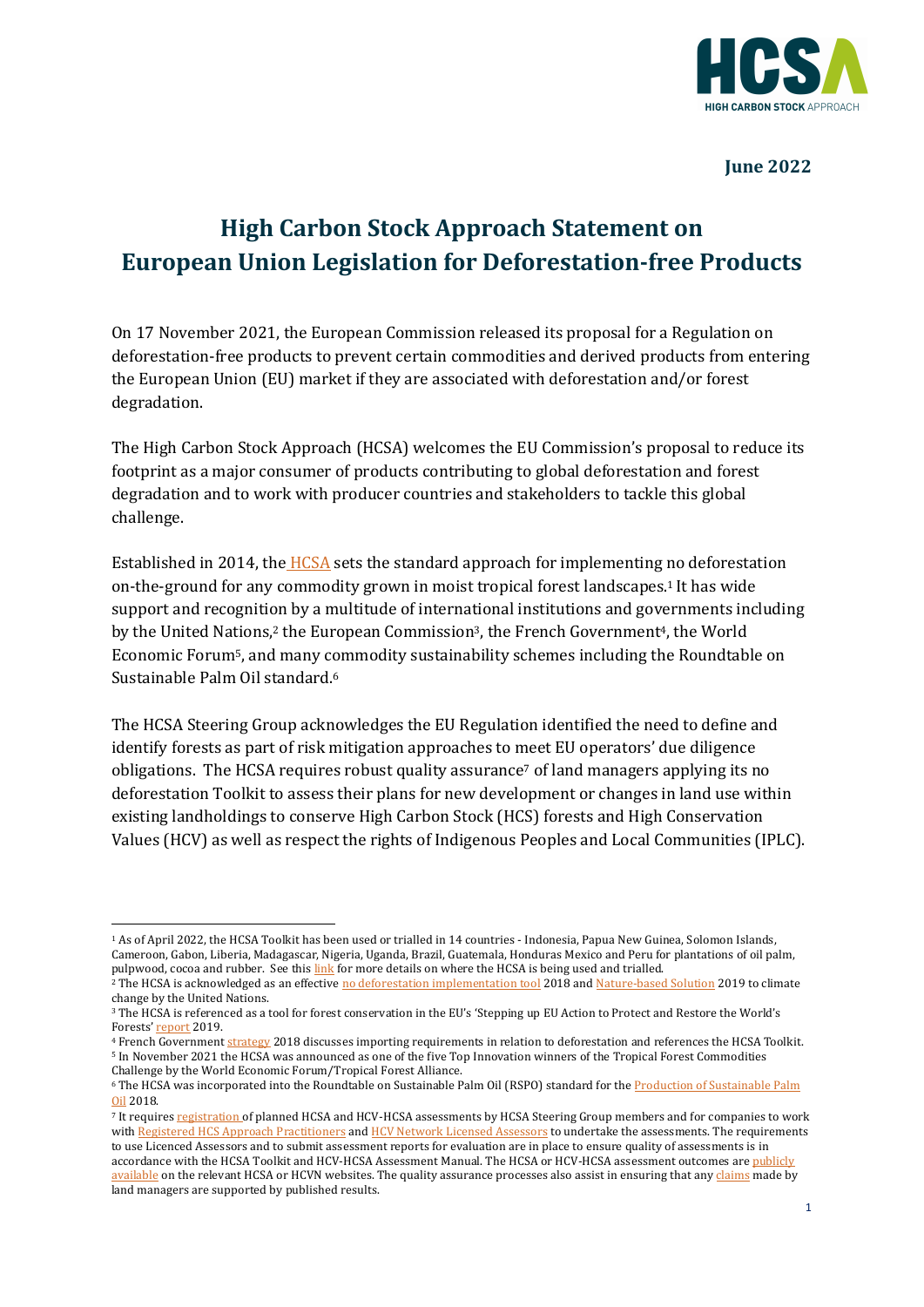**June 2022**

# High Carbon Stock Approach Statement on European Union Legislation for Deforestation-free Products

On 17 November 2021, the European Commission released its proposal for a Regulation on deforestation-free products to prevent certain commodities and derived products from entering the European Union (EU) market if they are associated with deforestation and/or forest degradation.

The High Carbon Stock Approach (HCSA) welcomes the EU Commission's proposal to reduce its footprint as a major consumer of products contributing to global deforestation and forest degradation and to work with producer countries and stakeholders to tackle this global challenge.

Established in 2014, the HCSA sets the standard approach for implementing no deforestation on-the-ground for any commodity grown in moist tropical forest landscapes.[1] It has wide support and recognition by a multitude of international institutions and governments including by the United Nations,[2] the European Commission[3], the French Government[4], the World Economic Forum[5], and many commodity sustainability schemes including the Roundtable on Sustainable Palm Oil standard.[6]

The HCSA Steering Group acknowledges the EU Regulation identified the need to define and identify forests as part of risk mitigation approaches to meet EU operators' due diligence obligations. The HCSA requires robust quality assurance[7] of land managers applying its no deforestation Toolkit to assess their plans for new development or changes in land use within existing landholdings to conserve High Carbon Stock (HCS) forests and High Conservation Values (HCV) as well as respect the rights of Indigenous Peoples and Local Communities (IPLC).

---

[1] As of April 2022, the HCSA Toolkit has been used or trialled in 14 countries - Indonesia, Papua New Guinea, Solomon Islands, Cameroon, Gabon, Liberia, Madagascar, Nigeria, Uganda, Brazil, Guatemala, Honduras Mexico and Peru for plantations of oil palm, pulpwood, cocoa and rubber. See this link for more details on where the HCSA is being used and trialled.

[2] The HCSA is acknowledged as an effective no deforestation implementation tool 2018 and Nature-based Solution 2019 to climate change by the United Nations.

[3] The HCSA is referenced as a tool for forest conservation in the EU's 'Stepping up EU Action to Protect and Restore the World's Forests' report 2019.

[4] French Government strategy 2018 discusses importing requirements in relation to deforestation and references the HCSA Toolkit.

[5] In November 2021 the HCSA was announced as one of the five Top Innovation winners of the Tropical Forest Commodities Challenge by the World Economic Forum/Tropical Forest Alliance.

[6] The HCSA was incorporated into the Roundtable on Sustainable Palm Oil (RSPO) standard for the Production of Sustainable Palm Oil 2018.

[7] It requires registration of planned HCSA and HCV-HCSA assessments by HCSA Steering Group members and for companies to work with Registered HCS Approach Practitioners and HCV Network Licensed Assessors to undertake the assessments. The requirements to use Licenced Assessors and to submit assessment reports for evaluation are in place to ensure quality of assessments is in accordance with the HCSA Toolkit and HCV-HCSA Assessment Manual. The HCSA or HCV-HCSA assessment outcomes are publicly available on the relevant HCSA or HCVN websites. The quality assurance processes also assist in ensuring that any claims made by land managers are supported by published results.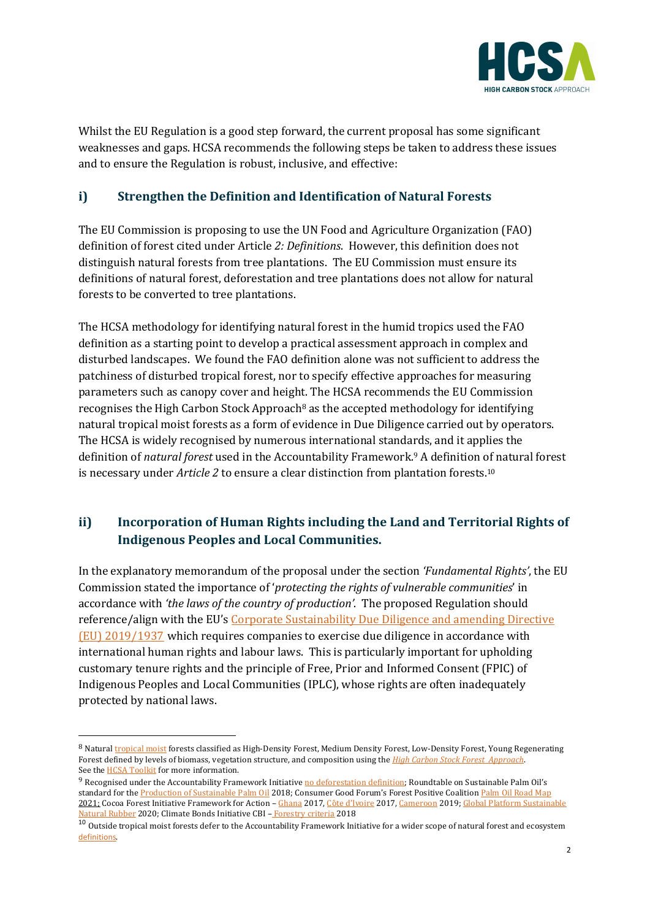Whilst the EU Regulation is a good step forward, the current proposal has some significant weaknesses and gaps. HCSA recommends the following steps be taken to address these issues and to ensure the Regulation is robust, inclusive, and effective:

## i) Strengthen the Definition and Identification of Natural Forests

The EU Commission is proposing to use the UN Food and Agriculture Organization (FAO) definition of forest cited under Article *2: Definitions*. However, this definition does not distinguish natural forests from tree plantations. The EU Commission must ensure its definitions of natural forest, deforestation and tree plantations does not allow for natural forests to be converted to tree plantations.

The HCSA methodology for identifying natural forest in the humid tropics used the FAO definition as a starting point to develop a practical assessment approach in complex and disturbed landscapes. We found the FAO definition alone was not sufficient to address the patchiness of disturbed tropical forest, nor to specify effective approaches for measuring parameters such as canopy cover and height. The HCSA recommends the EU Commission recognises the High Carbon Stock Approach[8] as the accepted methodology for identifying natural tropical moist forests as a form of evidence in Due Diligence carried out by operators. The HCSA is widely recognised by numerous international standards, and it applies the definition of *natural forest* used in the Accountability Framework.[9] A definition of natural forest is necessary under *Article 2* to ensure a clear distinction from plantation forests.[10]

## ii) Incorporation of Human Rights including the Land and Territorial Rights of Indigenous Peoples and Local Communities.

In the explanatory memorandum of the proposal under the section *'Fundamental Rights'*, the EU Commission stated the importance of '*protecting the rights of vulnerable communities*' in accordance with *'the laws of the country of production'*. The proposed Regulation should reference/align with the EU's Corporate Sustainability Due Diligence and amending Directive (EU) 2019/1937 which requires companies to exercise due diligence in accordance with international human rights and labour laws. This is particularly important for upholding customary tenure rights and the principle of Free, Prior and Informed Consent (FPIC) of Indigenous Peoples and Local Communities (IPLC), whose rights are often inadequately protected by national laws.

---

[8] Natural tropical moist forests classified as High-Density Forest, Medium Density Forest, Low-Density Forest, Young Regenerating Forest defined by levels of biomass, vegetation structure, and composition using the *High Carbon Stock Forest Approach*. See the HCSA Toolkit for more information.

[9] Recognised under the Accountability Framework Initiative no deforestation definition; Roundtable on Sustainable Palm Oil's standard for the Production of Sustainable Palm Oil 2018; Consumer Good Forum's Forest Positive Coalition Palm Oil Road Map 2021; Cocoa Forest Initiative Framework for Action – Ghana 2017, Côte d'Ivoire 2017, Cameroon 2019; Global Platform Sustainable Natural Rubber 2020; Climate Bonds Initiative CBI – Forestry criteria 2018

[10] Outside tropical moist forests defer to the Accountability Framework Initiative for a wider scope of natural forest and ecosystem definitions.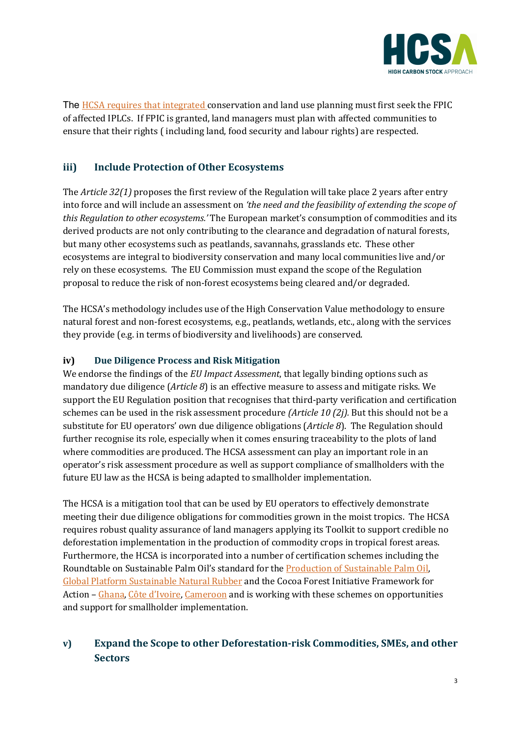The HCSA requires that integrated conservation and land use planning must first seek the FPIC of affected IPLCs. If FPIC is granted, land managers must plan with affected communities to ensure that their rights ( including land, food security and labour rights) are respected.

## iii) Include Protection of Other Ecosystems

The *Article 32(1)* proposes the first review of the Regulation will take place 2 years after entry into force and will include an assessment on *'the need and the feasibility of extending the scope of this Regulation to other ecosystems.'* The European market's consumption of commodities and its derived products are not only contributing to the clearance and degradation of natural forests, but many other ecosystems such as peatlands, savannahs, grasslands etc. These other ecosystems are integral to biodiversity conservation and many local communities live and/or rely on these ecosystems. The EU Commission must expand the scope of the Regulation proposal to reduce the risk of non-forest ecosystems being cleared and/or degraded.

The HCSA's methodology includes use of the High Conservation Value methodology to ensure natural forest and non-forest ecosystems, e.g., peatlands, wetlands, etc., along with the services they provide (e.g. in terms of biodiversity and livelihoods) are conserved.

### iv) Due Diligence Process and Risk Mitigation

We endorse the findings of the *EU Impact Assessment*, that legally binding options such as mandatory due diligence (*Article 8*) is an effective measure to assess and mitigate risks. We support the EU Regulation position that recognises that third-party verification and certification schemes can be used in the risk assessment procedure *(Article 10 (2j).* But this should not be a substitute for EU operators' own due diligence obligations (*Article 8*). The Regulation should further recognise its role, especially when it comes ensuring traceability to the plots of land where commodities are produced. The HCSA assessment can play an important role in an operator's risk assessment procedure as well as support compliance of smallholders with the future EU law as the HCSA is being adapted to smallholder implementation.

The HCSA is a mitigation tool that can be used by EU operators to effectively demonstrate meeting their due diligence obligations for commodities grown in the moist tropics. The HCSA requires robust quality assurance of land managers applying its Toolkit to support credible no deforestation implementation in the production of commodity crops in tropical forest areas. Furthermore, the HCSA is incorporated into a number of certification schemes including the Roundtable on Sustainable Palm Oil's standard for the Production of Sustainable Palm Oil, Global Platform Sustainable Natural Rubber and the Cocoa Forest Initiative Framework for Action – Ghana, Côte d'Ivoire, Cameroon and is working with these schemes on opportunities and support for smallholder implementation.

## v) Expand the Scope to other Deforestation-risk Commodities, SMEs, and other Sectors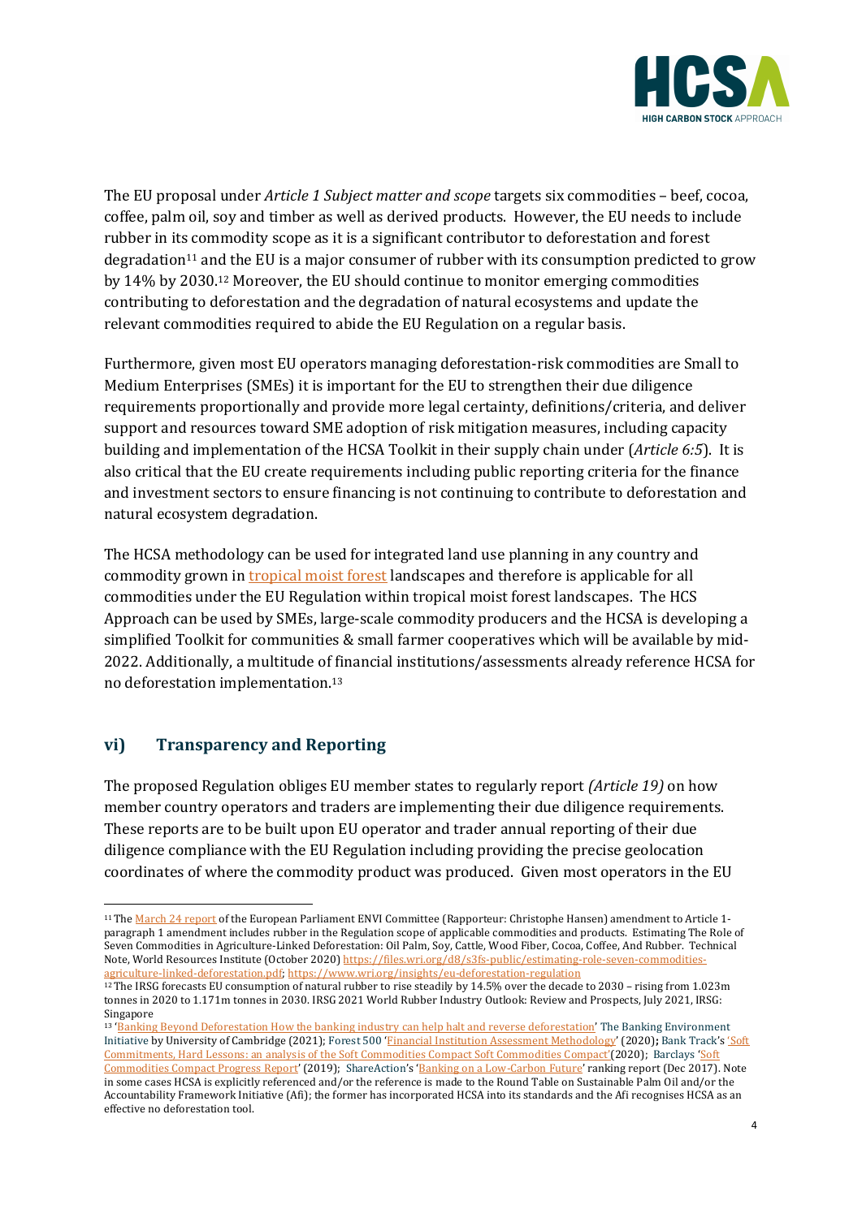The EU proposal under *Article 1 Subject matter and scope* targets six commodities – beef, cocoa, coffee, palm oil, soy and timber as well as derived products. However, the EU needs to include rubber in its commodity scope as it is a significant contributor to deforestation and forest degradation[11] and the EU is a major consumer of rubber with its consumption predicted to grow by 14% by 2030.[12] Moreover, the EU should continue to monitor emerging commodities contributing to deforestation and the degradation of natural ecosystems and update the relevant commodities required to abide the EU Regulation on a regular basis.

Furthermore, given most EU operators managing deforestation-risk commodities are Small to Medium Enterprises (SMEs) it is important for the EU to strengthen their due diligence requirements proportionally and provide more legal certainty, definitions/criteria, and deliver support and resources toward SME adoption of risk mitigation measures, including capacity building and implementation of the HCSA Toolkit in their supply chain under (*Article 6:5*). It is also critical that the EU create requirements including public reporting criteria for the finance and investment sectors to ensure financing is not continuing to contribute to deforestation and natural ecosystem degradation.

The HCSA methodology can be used for integrated land use planning in any country and commodity grown in [tropical moist forest](#) landscapes and therefore is applicable for all commodities under the EU Regulation within tropical moist forest landscapes. The HCS Approach can be used by SMEs, large-scale commodity producers and the HCSA is developing a simplified Toolkit for communities & small farmer cooperatives which will be available by mid-2022. Additionally, a multitude of financial institutions/assessments already reference HCSA for no deforestation implementation.[13]

## vi) Transparency and Reporting

The proposed Regulation obliges EU member states to regularly report *(Article 19)* on how member country operators and traders are implementing their due diligence requirements. These reports are to be built upon EU operator and trader annual reporting of their due diligence compliance with the EU Regulation including providing the precise geolocation coordinates of where the commodity product was produced. Given most operators in the EU

---

[11] The March 24 report of the European Parliament ENVI Committee (Rapporteur: Christophe Hansen) amendment to Article 1-paragraph 1 amendment includes rubber in the Regulation scope of applicable commodities and products. Estimating The Role of Seven Commodities in Agriculture-Linked Deforestation: Oil Palm, Soy, Cattle, Wood Fiber, Cocoa, Coffee, And Rubber. Technical Note, World Resources Institute (October 2020) https://files.wri.org/d8/s3fs-public/estimating-role-seven-commodities-agriculture-linked-deforestation.pdf; https://www.wri.org/insights/eu-deforestation-regulation

[12] The IRSG forecasts EU consumption of natural rubber to rise steadily by 14.5% over the decade to 2030 – rising from 1.023m tonnes in 2020 to 1.171m tonnes in 2030. IRSG 2021 World Rubber Industry Outlook: Review and Prospects, July 2021, IRSG: Singapore

[13] 'Banking Beyond Deforestation How the banking industry can help halt and reverse deforestation' The Banking Environment Initiative by University of Cambridge (2021); Forest 500 'Financial Institution Assessment Methodology' (2020); Bank Track's 'Soft Commitments, Hard Lessons: an analysis of the Soft Commodities Compact Soft Commodities Compact'(2020); Barclays 'Soft Commodities Compact Progress Report' (2019); ShareAction's 'Banking on a Low-Carbon Future' ranking report (Dec 2017). Note in some cases HCSA is explicitly referenced and/or the reference is made to the Round Table on Sustainable Palm Oil and/or the Accountability Framework Initiative (Afi); the former has incorporated HCSA into its standards and the Afi recognises HCSA as an effective no deforestation tool.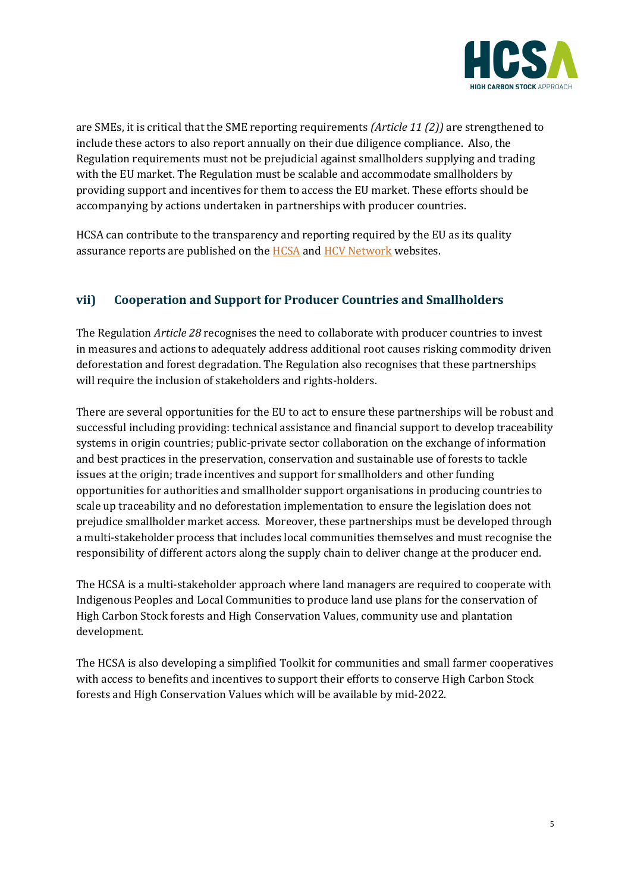are SMEs, it is critical that the SME reporting requirements *(Article 11 (2))* are strengthened to include these actors to also report annually on their due diligence compliance. Also, the Regulation requirements must not be prejudicial against smallholders supplying and trading with the EU market. The Regulation must be scalable and accommodate smallholders by providing support and incentives for them to access the EU market. These efforts should be accompanying by actions undertaken in partnerships with producer countries.

HCSA can contribute to the transparency and reporting required by the EU as its quality assurance reports are published on the HCSA and HCV Network websites.

## vii) Cooperation and Support for Producer Countries and Smallholders

The Regulation *Article 28* recognises the need to collaborate with producer countries to invest in measures and actions to adequately address additional root causes risking commodity driven deforestation and forest degradation. The Regulation also recognises that these partnerships will require the inclusion of stakeholders and rights-holders.

There are several opportunities for the EU to act to ensure these partnerships will be robust and successful including providing: technical assistance and financial support to develop traceability systems in origin countries; public-private sector collaboration on the exchange of information and best practices in the preservation, conservation and sustainable use of forests to tackle issues at the origin; trade incentives and support for smallholders and other funding opportunities for authorities and smallholder support organisations in producing countries to scale up traceability and no deforestation implementation to ensure the legislation does not prejudice smallholder market access. Moreover, these partnerships must be developed through a multi-stakeholder process that includes local communities themselves and must recognise the responsibility of different actors along the supply chain to deliver change at the producer end.

The HCSA is a multi-stakeholder approach where land managers are required to cooperate with Indigenous Peoples and Local Communities to produce land use plans for the conservation of High Carbon Stock forests and High Conservation Values, community use and plantation development.

The HCSA is also developing a simplified Toolkit for communities and small farmer cooperatives with access to benefits and incentives to support their efforts to conserve High Carbon Stock forests and High Conservation Values which will be available by mid-2022.